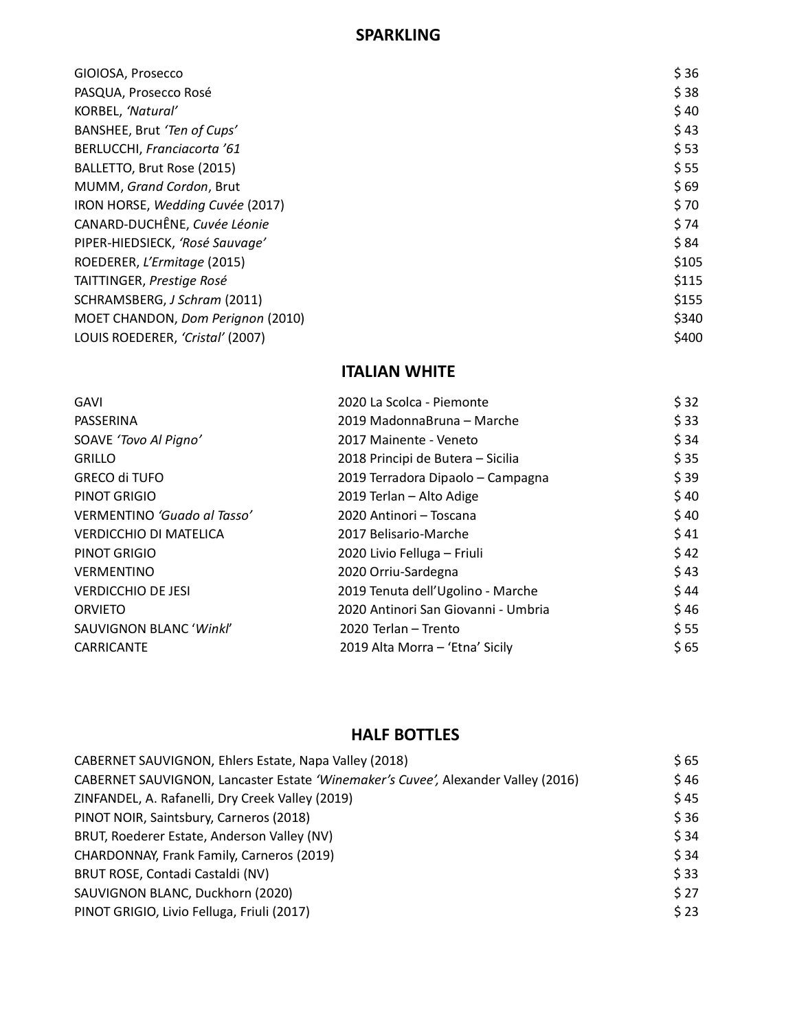## SPARKLING

| | |
|---|---|
| GIOIOSA, Prosecco | $ 36 |
| PASQUA, Prosecco Rosé | $ 38 |
| KORBEL, *'Natural'* | $ 40 |
| BANSHEE, Brut *'Ten of Cups'* | $ 43 |
| BERLUCCHI, *Franciacorta '61* | $ 53 |
| BALLETTO, Brut Rose (2015) | $ 55 |
| MUMM, *Grand Cordon*, Brut | $ 69 |
| IRON HORSE, *Wedding Cuvée* (2017) | $ 70 |
| CANARD-DUCHÊNE, *Cuvée Léonie* | $ 74 |
| PIPER-HIEDSIECK, *'Rosé Sauvage'* | $ 84 |
| ROEDERER, *L'Ermitage* (2015) | $105 |
| TAITTINGER, *Prestige Rosé* | $115 |
| SCHRAMSBERG, *J Schram* (2011) | $155 |
| MOET CHANDON, *Dom Perignon* (2010) | $340 |
| LOUIS ROEDERER, *'Cristal'* (2007) | $400 |

## ITALIAN WHITE

| | | |
|---|---|---|
| GAVI | 2020 La Scolca - Piemonte | $ 32 |
| PASSERINA | 2019 MadonnaBruna – Marche | $ 33 |
| SOAVE *'Tovo Al Pigno'* | 2017 Mainente - Veneto | $ 34 |
| GRILLO | 2018 Principi de Butera – Sicilia | $ 35 |
| GRECO di TUFO | 2019 Terradora Dipaolo – Campagna | $ 39 |
| PINOT GRIGIO | 2019 Terlan – Alto Adige | $ 40 |
| VERMENTINO *'Guado al Tasso'* | 2020 Antinori – Toscana | $ 40 |
| VERDICCHIO DI MATELICA | 2017 Belisario-Marche | $ 41 |
| PINOT GRIGIO | 2020 Livio Felluga – Friuli | $ 42 |
| VERMENTINO | 2020 Orriu-Sardegna | $ 43 |
| VERDICCHIO DE JESI | 2019 Tenuta dell'Ugolino - Marche | $ 44 |
| ORVIETO | 2020 Antinori San Giovanni - Umbria | $ 46 |
| SAUVIGNON BLANC '*Winkl*' | 2020 Terlan – Trento | $ 55 |
| CARRICANTE | 2019 Alta Morra – 'Etna' Sicily | $ 65 |

## HALF BOTTLES

| | |
|---|---|
| CABERNET SAUVIGNON, Ehlers Estate, Napa Valley (2018) | $ 65 |
| CABERNET SAUVIGNON, Lancaster Estate *'Winemaker's Cuvee',* Alexander Valley (2016) | $ 46 |
| ZINFANDEL, A. Rafanelli, Dry Creek Valley (2019) | $ 45 |
| PINOT NOIR, Saintsbury, Carneros (2018) | $ 36 |
| BRUT, Roederer Estate, Anderson Valley (NV) | $ 34 |
| CHARDONNAY, Frank Family, Carneros (2019) | $ 34 |
| BRUT ROSE, Contadi Castaldi (NV) | $ 33 |
| SAUVIGNON BLANC, Duckhorn (2020) | $ 27 |
| PINOT GRIGIO, Livio Felluga, Friuli (2017) | $ 23 |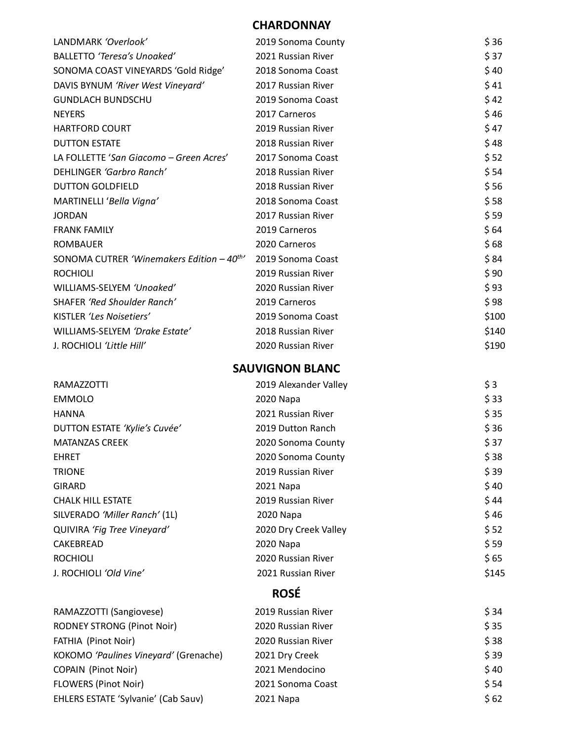## CHARDONNAY

| Wine | Vintage / Region | Price |
|---|---|---|
| LANDMARK *'Overlook'* | 2019 Sonoma County | $ 36 |
| BALLETTO *'Teresa's Unoaked'* | 2021 Russian River | $ 37 |
| SONOMA COAST VINEYARDS 'Gold Ridge' | 2018 Sonoma Coast | $ 40 |
| DAVIS BYNUM *'River West Vineyard'* | 2017 Russian River | $ 41 |
| GUNDLACH BUNDSCHU | 2019 Sonoma Coast | $ 42 |
| NEYERS | 2017 Carneros | $ 46 |
| HARTFORD COURT | 2019 Russian River | $ 47 |
| DUTTON ESTATE | 2018 Russian River | $ 48 |
| LA FOLLETTE '*San Giacomo – Green Acres*' | 2017 Sonoma Coast | $ 52 |
| DEHLINGER *'Garbro Ranch'* | 2018 Russian River | $ 54 |
| DUTTON GOLDFIELD | 2018 Russian River | $ 56 |
| MARTINELLI '*Bella Vigna'* | 2018 Sonoma Coast | $ 58 |
| JORDAN | 2017 Russian River | $ 59 |
| FRANK FAMILY | 2019 Carneros | $ 64 |
| ROMBAUER | 2020 Carneros | $ 68 |
| SONOMA CUTRER *'Winemakers Edition – 40th'* | 2019 Sonoma Coast | $ 84 |
| ROCHIOLI | 2019 Russian River | $ 90 |
| WILLIAMS-SELYEM *'Unoaked'* | 2020 Russian River | $ 93 |
| SHAFER *'Red Shoulder Ranch'* | 2019 Carneros | $ 98 |
| KISTLER *'Les Noisetiers'* | 2019 Sonoma Coast | $100 |
| WILLIAMS-SELYEM *'Drake Estate'* | 2018 Russian River | $140 |
| J. ROCHIOLI *'Little Hill'* | 2020 Russian River | $190 |

## SAUVIGNON BLANC

| Wine | Vintage / Region | Price |
|---|---|---|
| RAMAZZOTTI | 2019 Alexander Valley | $ 3 |
| EMMOLO | 2020 Napa | $ 33 |
| HANNA | 2021 Russian River | $ 35 |
| DUTTON ESTATE *'Kylie's Cuvée'* | 2019 Dutton Ranch | $ 36 |
| MATANZAS CREEK | 2020 Sonoma County | $ 37 |
| EHRET | 2020 Sonoma County | $ 38 |
| TRIONE | 2019 Russian River | $ 39 |
| GIRARD | 2021 Napa | $ 40 |
| CHALK HILL ESTATE | 2019 Russian River | $ 44 |
| SILVERADO *'Miller Ranch'* (1L) | 2020 Napa | $ 46 |
| QUIVIRA *'Fig Tree Vineyard'* | 2020 Dry Creek Valley | $ 52 |
| CAKEBREAD | 2020 Napa | $ 59 |
| ROCHIOLI | 2020 Russian River | $ 65 |
| J. ROCHIOLI *'Old Vine'* | 2021 Russian River | $145 |

## ROSÉ

| Wine | Vintage / Region | Price |
|---|---|---|
| RAMAZZOTTI (Sangiovese) | 2019 Russian River | $ 34 |
| RODNEY STRONG (Pinot Noir) | 2020 Russian River | $ 35 |
| FATHIA (Pinot Noir) | 2020 Russian River | $ 38 |
| KOKOMO *'Paulines Vineyard'* (Grenache) | 2021 Dry Creek | $ 39 |
| COPAIN (Pinot Noir) | 2021 Mendocino | $ 40 |
| FLOWERS (Pinot Noir) | 2021 Sonoma Coast | $ 54 |
| EHLERS ESTATE 'Sylvanie' (Cab Sauv) | 2021 Napa | $ 62 |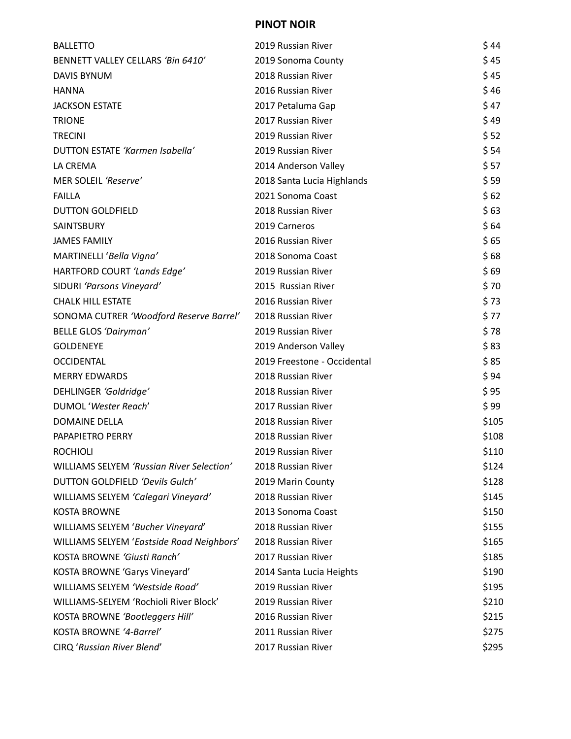## PINOT NOIR

| | | |
|---|---|---|
| BALLETTO | 2019 Russian River | $ 44 |
| BENNETT VALLEY CELLARS *'Bin 6410'* | 2019 Sonoma County | $ 45 |
| DAVIS BYNUM | 2018 Russian River | $ 45 |
| HANNA | 2016 Russian River | $ 46 |
| JACKSON ESTATE | 2017 Petaluma Gap | $ 47 |
| TRIONE | 2017 Russian River | $ 49 |
| TRECINI | 2019 Russian River | $ 52 |
| DUTTON ESTATE *'Karmen Isabella'* | 2019 Russian River | $ 54 |
| LA CREMA | 2014 Anderson Valley | $ 57 |
| MER SOLEIL *'Reserve'* | 2018 Santa Lucia Highlands | $ 59 |
| FAILLA | 2021 Sonoma Coast | $ 62 |
| DUTTON GOLDFIELD | 2018 Russian River | $ 63 |
| SAINTSBURY | 2019 Carneros | $ 64 |
| JAMES FAMILY | 2016 Russian River | $ 65 |
| MARTINELLI '*Bella Vigna'* | 2018 Sonoma Coast | $ 68 |
| HARTFORD COURT *'Lands Edge'* | 2019 Russian River | $ 69 |
| SIDURI *'Parsons Vineyard'* | 2015 Russian River | $ 70 |
| CHALK HILL ESTATE | 2016 Russian River | $ 73 |
| SONOMA CUTRER *'Woodford Reserve Barrel'* | 2018 Russian River | $ 77 |
| BELLE GLOS *'Dairyman'* | 2019 Russian River | $ 78 |
| GOLDENEYE | 2019 Anderson Valley | $ 83 |
| OCCIDENTAL | 2019 Freestone - Occidental | $ 85 |
| MERRY EDWARDS | 2018 Russian River | $ 94 |
| DEHLINGER *'Goldridge'* | 2018 Russian River | $ 95 |
| DUMOL '*Wester Reach*' | 2017 Russian River | $ 99 |
| DOMAINE DELLA | 2018 Russian River | $105 |
| PAPAPIETRO PERRY | 2018 Russian River | $108 |
| ROCHIOLI | 2019 Russian River | $110 |
| WILLIAMS SELYEM *'Russian River Selection'* | 2018 Russian River | $124 |
| DUTTON GOLDFIELD *'Devils Gulch'* | 2019 Marin County | $128 |
| WILLIAMS SELYEM *'Calegari Vineyard'* | 2018 Russian River | $145 |
| KOSTA BROWNE | 2013 Sonoma Coast | $150 |
| WILLIAMS SELYEM '*Bucher Vineyard*' | 2018 Russian River | $155 |
| WILLIAMS SELYEM '*Eastside Road Neighbors*' | 2018 Russian River | $165 |
| KOSTA BROWNE *'Giusti Ranch'* | 2017 Russian River | $185 |
| KOSTA BROWNE 'Garys Vineyard' | 2014 Santa Lucia Heights | $190 |
| WILLIAMS SELYEM *'Westside Road'* | 2019 Russian River | $195 |
| WILLIAMS-SELYEM 'Rochioli River Block' | 2019 Russian River | $210 |
| KOSTA BROWNE *'Bootleggers Hill'* | 2016 Russian River | $215 |
| KOSTA BROWNE *'4-Barrel'* | 2011 Russian River | $275 |
| CIRQ '*Russian River Blend*' | 2017 Russian River | $295 |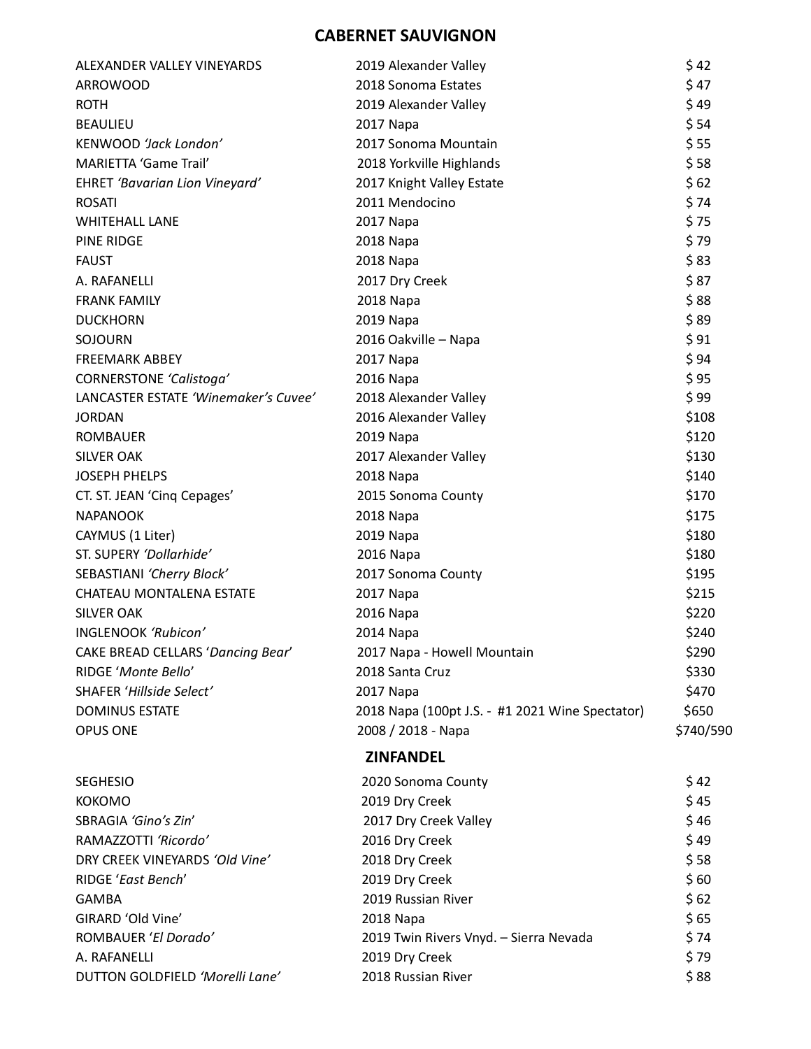## CABERNET SAUVIGNON

| | | |
|---|---|---|
| ALEXANDER VALLEY VINEYARDS | 2019 Alexander Valley | $ 42 |
| ARROWOOD | 2018 Sonoma Estates | $ 47 |
| ROTH | 2019 Alexander Valley | $ 49 |
| BEAULIEU | 2017 Napa | $ 54 |
| KENWOOD *'Jack London'* | 2017 Sonoma Mountain | $ 55 |
| MARIETTA 'Game Trail' | 2018 Yorkville Highlands | $ 58 |
| EHRET *'Bavarian Lion Vineyard'* | 2017 Knight Valley Estate | $ 62 |
| ROSATI | 2011 Mendocino | $ 74 |
| WHITEHALL LANE | 2017 Napa | $ 75 |
| PINE RIDGE | 2018 Napa | $ 79 |
| FAUST | 2018 Napa | $ 83 |
| A. RAFANELLI | 2017 Dry Creek | $ 87 |
| FRANK FAMILY | 2018 Napa | $ 88 |
| DUCKHORN | 2019 Napa | $ 89 |
| SOJOURN | 2016 Oakville – Napa | $ 91 |
| FREEMARK ABBEY | 2017 Napa | $ 94 |
| CORNERSTONE *'Calistoga'* | 2016 Napa | $ 95 |
| LANCASTER ESTATE *'Winemaker's Cuvee'* | 2018 Alexander Valley | $ 99 |
| JORDAN | 2016 Alexander Valley | $108 |
| ROMBAUER | 2019 Napa | $120 |
| SILVER OAK | 2017 Alexander Valley | $130 |
| JOSEPH PHELPS | 2018 Napa | $140 |
| CT. ST. JEAN 'Cinq Cepages' | 2015 Sonoma County | $170 |
| NAPANOOK | 2018 Napa | $175 |
| CAYMUS (1 Liter) | 2019 Napa | $180 |
| ST. SUPERY *'Dollarhide'* | 2016 Napa | $180 |
| SEBASTIANI *'Cherry Block'* | 2017 Sonoma County | $195 |
| CHATEAU MONTALENA ESTATE | 2017 Napa | $215 |
| SILVER OAK | 2016 Napa | $220 |
| INGLENOOK *'Rubicon'* | 2014 Napa | $240 |
| CAKE BREAD CELLARS '*Dancing Bear*' | 2017 Napa - Howell Mountain | $290 |
| RIDGE '*Monte Bello*' | 2018 Santa Cruz | $330 |
| SHAFER *'Hillside Select'* | 2017 Napa | $470 |
| DOMINUS ESTATE | 2018 Napa (100pt J.S. - #1 2021 Wine Spectator) | $650 |
| OPUS ONE | 2008 / 2018 - Napa | $740/590 |

## ZINFANDEL

| | | |
|---|---|---|
| SEGHESIO | 2020 Sonoma County | $ 42 |
| KOKOMO | 2019 Dry Creek | $ 45 |
| SBRAGIA *'Gino's Zin'* | 2017 Dry Creek Valley | $ 46 |
| RAMAZZOTTI *'Ricordo'* | 2016 Dry Creek | $ 49 |
| DRY CREEK VINEYARDS *'Old Vine'* | 2018 Dry Creek | $ 58 |
| RIDGE '*East Bench*' | 2019 Dry Creek | $ 60 |
| GAMBA | 2019 Russian River | $ 62 |
| GIRARD 'Old Vine' | 2018 Napa | $ 65 |
| ROMBAUER '*El Dorado*' | 2019 Twin Rivers Vnyd. – Sierra Nevada | $ 74 |
| A. RAFANELLI | 2019 Dry Creek | $ 79 |
| DUTTON GOLDFIELD *'Morelli Lane'* | 2018 Russian River | $ 88 |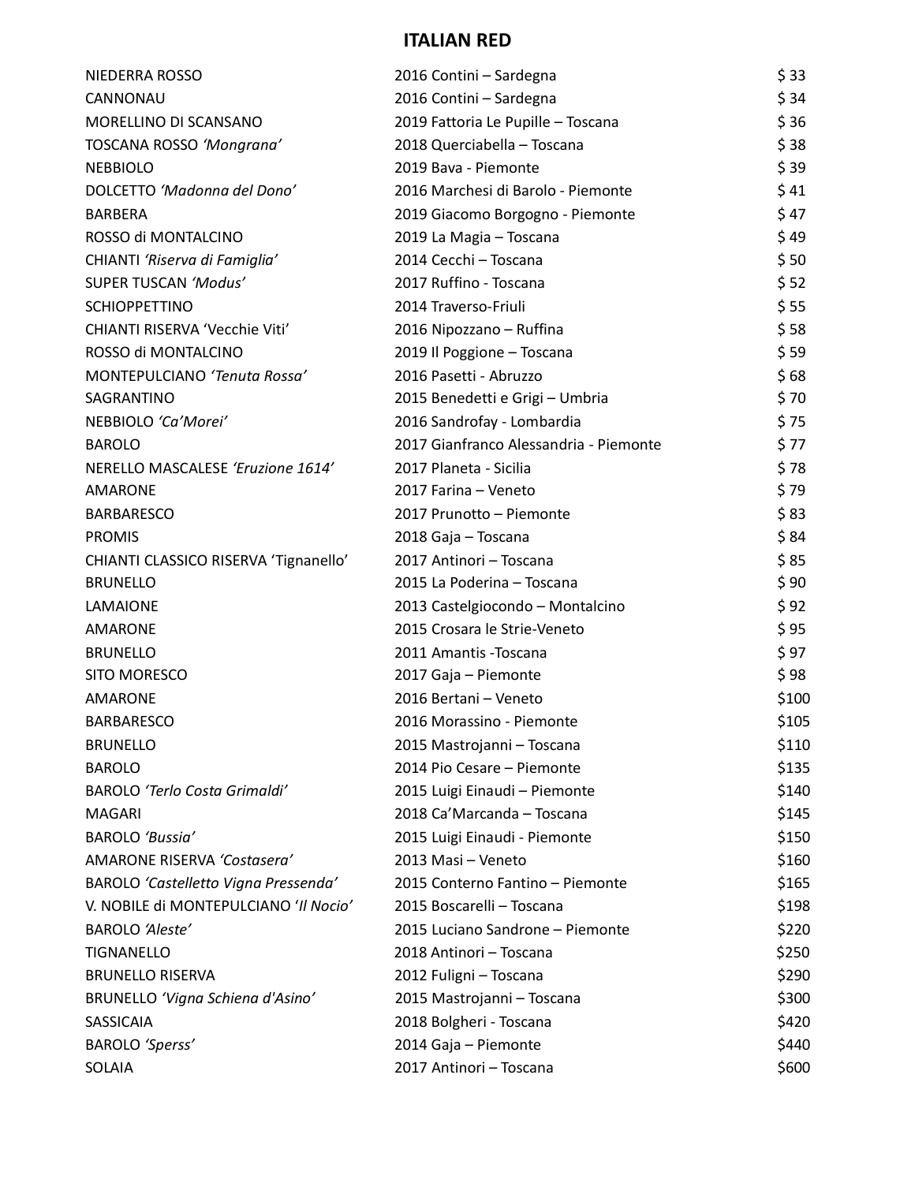# ITALIAN RED

| | | |
|---|---|---|
| NIEDERRA ROSSO | 2016 Contini – Sardegna | $ 33 |
| CANNONAU | 2016 Contini – Sardegna | $ 34 |
| MORELLINO DI SCANSANO | 2019 Fattoria Le Pupille – Toscana | $ 36 |
| TOSCANA ROSSO *'Mongrana'* | 2018 Querciabella – Toscana | $ 38 |
| NEBBIOLO | 2019 Bava - Piemonte | $ 39 |
| DOLCETTO *'Madonna del Dono'* | 2016 Marchesi di Barolo - Piemonte | $ 41 |
| BARBERA | 2019 Giacomo Borgogno - Piemonte | $ 47 |
| ROSSO di MONTALCINO | 2019 La Magia – Toscana | $ 49 |
| CHIANTI *'Riserva di Famiglia'* | 2014 Cecchi – Toscana | $ 50 |
| SUPER TUSCAN *'Modus'* | 2017 Ruffino - Toscana | $ 52 |
| SCHIOPPETTINO | 2014 Traverso-Friuli | $ 55 |
| CHIANTI RISERVA 'Vecchie Viti' | 2016 Nipozzano – Ruffina | $ 58 |
| ROSSO di MONTALCINO | 2019 Il Poggione – Toscana | $ 59 |
| MONTEPULCIANO *'Tenuta Rossa'* | 2016 Pasetti - Abruzzo | $ 68 |
| SAGRANTINO | 2015 Benedetti e Grigi – Umbria | $ 70 |
| NEBBIOLO *'Ca'Morei'* | 2016 Sandrofay - Lombardia | $ 75 |
| BAROLO | 2017 Gianfranco Alessandria - Piemonte | $ 77 |
| NERELLO MASCALESE *'Eruzione 1614'* | 2017 Planeta - Sicilia | $ 78 |
| AMARONE | 2017 Farina – Veneto | $ 79 |
| BARBARESCO | 2017 Prunotto – Piemonte | $ 83 |
| PROMIS | 2018 Gaja – Toscana | $ 84 |
| CHIANTI CLASSICO RISERVA 'Tignanello' | 2017 Antinori – Toscana | $ 85 |
| BRUNELLO | 2015 La Poderina – Toscana | $ 90 |
| LAMAIONE | 2013 Castelgiocondo – Montalcino | $ 92 |
| AMARONE | 2015 Crosara le Strie-Veneto | $ 95 |
| BRUNELLO | 2011 Amantis -Toscana | $ 97 |
| SITO MORESCO | 2017 Gaja – Piemonte | $ 98 |
| AMARONE | 2016 Bertani – Veneto | $100 |
| BARBARESCO | 2016 Morassino - Piemonte | $105 |
| BRUNELLO | 2015 Mastrojanni – Toscana | $110 |
| BAROLO | 2014 Pio Cesare – Piemonte | $135 |
| BAROLO *'Terlo Costa Grimaldi'* | 2015 Luigi Einaudi – Piemonte | $140 |
| MAGARI | 2018 Ca'Marcanda – Toscana | $145 |
| BAROLO *'Bussia'* | 2015 Luigi Einaudi - Piemonte | $150 |
| AMARONE RISERVA *'Costasera'* | 2013 Masi – Veneto | $160 |
| BAROLO *'Castelletto Vigna Pressenda'* | 2015 Conterno Fantino – Piemonte | $165 |
| V. NOBILE di MONTEPULCIANO '*Il Nocio*' | 2015 Boscarelli – Toscana | $198 |
| BAROLO *'Aleste'* | 2015 Luciano Sandrone – Piemonte | $220 |
| TIGNANELLO | 2018 Antinori – Toscana | $250 |
| BRUNELLO RISERVA | 2012 Fuligni – Toscana | $290 |
| BRUNELLO *'Vigna Schiena d'Asino'* | 2015 Mastrojanni – Toscana | $300 |
| SASSICAIA | 2018 Bolgheri - Toscana | $420 |
| BAROLO *'Sperss'* | 2014 Gaja – Piemonte | $440 |
| SOLAIA | 2017 Antinori – Toscana | $600 |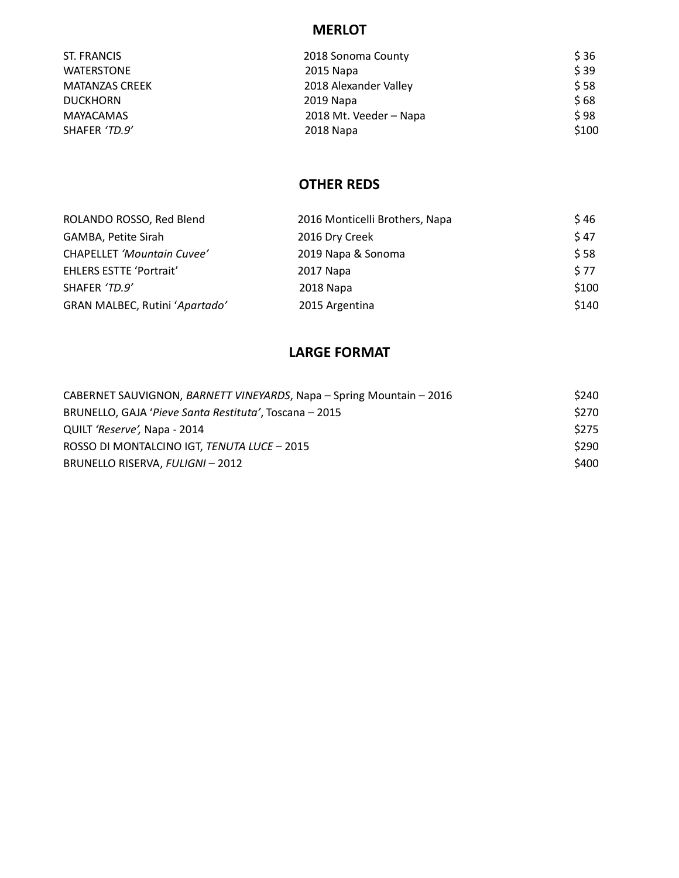## MERLOT

| | | |
|---|---|---|
| ST. FRANCIS | 2018 Sonoma County | $ 36 |
| WATERSTONE | 2015 Napa | $ 39 |
| MATANZAS CREEK | 2018 Alexander Valley | $ 58 |
| DUCKHORN | 2019 Napa | $ 68 |
| MAYACAMAS | 2018 Mt. Veeder – Napa | $ 98 |
| SHAFER *'TD.9'* | 2018 Napa | $100 |

## OTHER REDS

| | | |
|---|---|---|
| ROLANDO ROSSO, Red Blend | 2016 Monticelli Brothers, Napa | $ 46 |
| GAMBA, Petite Sirah | 2016 Dry Creek | $ 47 |
| CHAPELLET *'Mountain Cuvee'* | 2019 Napa & Sonoma | $ 58 |
| EHLERS ESTTE 'Portrait' | 2017 Napa | $ 77 |
| SHAFER *'TD.9'* | 2018 Napa | $100 |
| GRAN MALBEC, Rutini '*Apartado'* | 2015 Argentina | $140 |

## LARGE FORMAT

| | |
|---|---|
| CABERNET SAUVIGNON, *BARNETT VINEYARDS*, Napa – Spring Mountain – 2016 | $240 |
| BRUNELLO, GAJA '*Pieve Santa Restituta'*, Toscana – 2015 | $270 |
| QUILT *'Reserve',* Napa - 2014 | $275 |
| ROSSO DI MONTALCINO IGT, *TENUTA LUCE* – 2015 | $290 |
| BRUNELLO RISERVA, *FULIGNI* – 2012 | $400 |